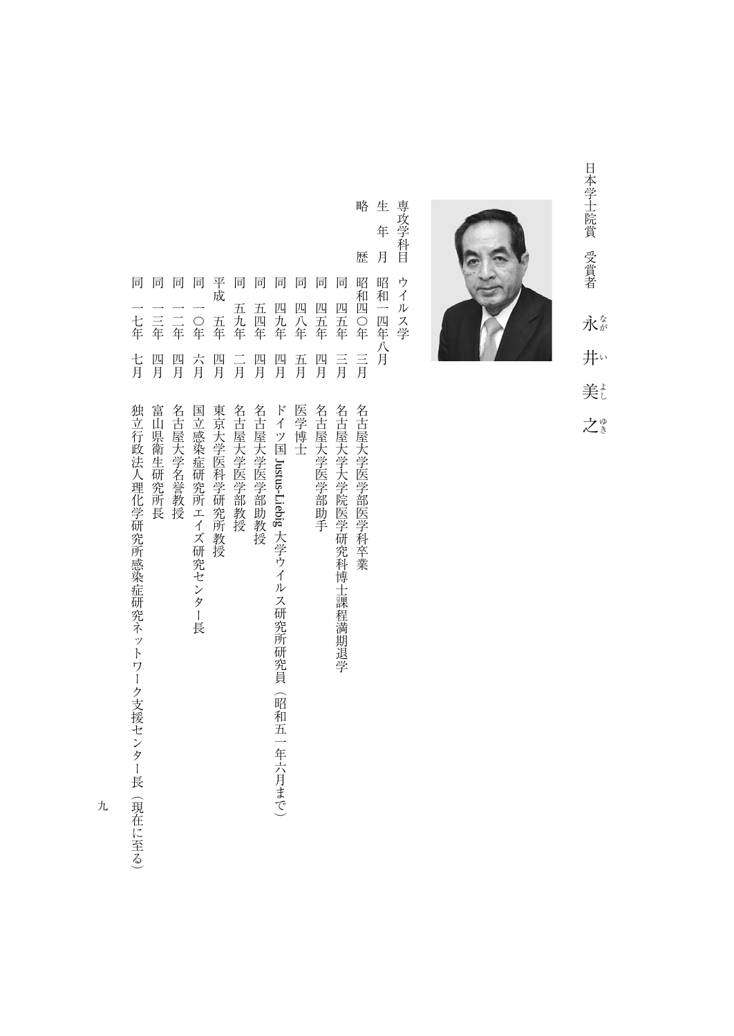日本学士院賞　受賞者

# 永井美之（ながい よしゆき）

専攻学科目　ウイルス学

生年月　昭和一四年八月

略歴

| | |
|---|---|
| 昭和四〇年　三月 | 名古屋大学医学部医学科卒業 |
| 同　四五年　三月 | 名古屋大学大学院医学研究科博士課程満期退学 |
| 同　四五年　四月 | 名古屋大学医学部助手 |
| 同　四八年　五月 | 医学博士 |
| 同　四九年　四月 | ドイツ国 Justus-Liebig 大学ウイルス研究所研究員（昭和五一年六月まで） |
| 同　五四年　四月 | 名古屋大学医学部助教授 |
| 同　五九年　二月 | 名古屋大学医学部教授 |
| 平成　五年　四月 | 東京大学医科学研究所教授 |
| 同　一〇年　六月 | 国立感染症研究所エイズ研究センター長 |
| 同　一二年　四月 | 名古屋大学名誉教授 |
| 同　一三年　四月 | 富山県衛生研究所長 |
| 同　一七年　七月 | 独立行政法人理化学研究所感染症研究ネットワーク支援センター長（現在に至る） |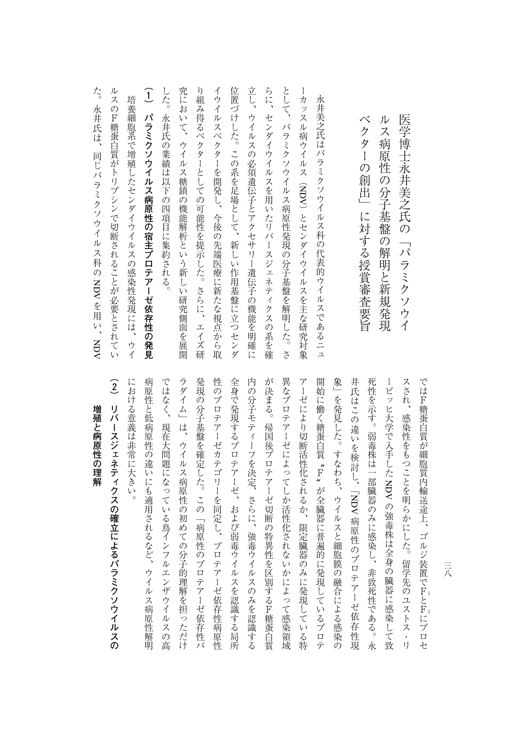# 医学博士永井美之氏の「パラミクソウイルス病原性の分子基盤の解明と新規発現ベクターの創出」に対する授賞審査要旨

永井美之氏はパラミクソウイルス科の代表的ウイルスであるニューカッスル病ウイルス（NDV）とセンダイウイルスを主な研究対象として、パラミクソウイルス病原性発現の分子基盤を解明した。さらに、センダイウイルスを用いたリバースジェネティクスの系を確立し、ウイルスの必須遺伝子とアクセサリー遺伝子の機能を明確に位置づけした。この系を足場として、新しい作用基盤に立つセンダイウイルスベクターを開発し、今後の先端医療に新たな視点から取り組み得るベクターとしての可能性を提示した。さらに、エイズ研究において、ウイルス糖鎖の機能解析という新しい研究側面を展開した。永井氏の業績は以下の四項目に集約される。

**（1）パラミクソウイルス病原性の宿主プロテアーゼ依存性の発見**

培養細胞系で増殖したセンダイウイルスの感染性発現には、ウイルスのF糖蛋白質がトリプシンで切断されることが必要とされていた。永井氏は、同じパラミクソウイルス科のNDVを用い、NDVではF糖蛋白質が細胞質内輸送途上、ゴルジ装置で$F_1$と$F_2$にプロセスされ、感染性をもつことを明らかにした。留学先のユストス・リービッヒ大学で入手したNDVの強毒株は全身の臓器に感染して致死性を示す。弱毒株は一部臓器のみに感染し、非致死性である。永井氏はこの違いを検討し、「NDV病原性のプロテアーゼ依存性現象」を発見した。すなわち、ウイルスと細胞膜の融合による感染の開始に働く糖蛋白質〝F〟が全臓器に普遍的に発現しているプロテアーゼにより切断活性化されるか、限定臓器のみに発現している特異なプロテアーゼによってしか活性化されないかによって感染領域が決まる。帰国後プロテアーゼ切断の特異性を区別するF糖蛋白質内の分子モティーフを決定、さらに、強毒ウイルスのみを認識する全身で発現するプロテアーゼ、および弱毒ウイルスを認識する局所性のプロテアーゼカテゴリーを同定し、プロテアーゼ依存性病原性発現の分子基盤を確定した。この「病原性のプロテアーゼ依存性パラダイム」は、ウイルス病原性の初めての分子的理解を担っただけではなく、現在大問題になっている鳥インフルエンザウイルスの高病原性と低病原性の違いにも適用されるなど、ウイルス病原性解明における意義は非常に大きい。

**（2）リバースジェネティクスの確立によるパラミクソウイルスの増殖と病原性の理解**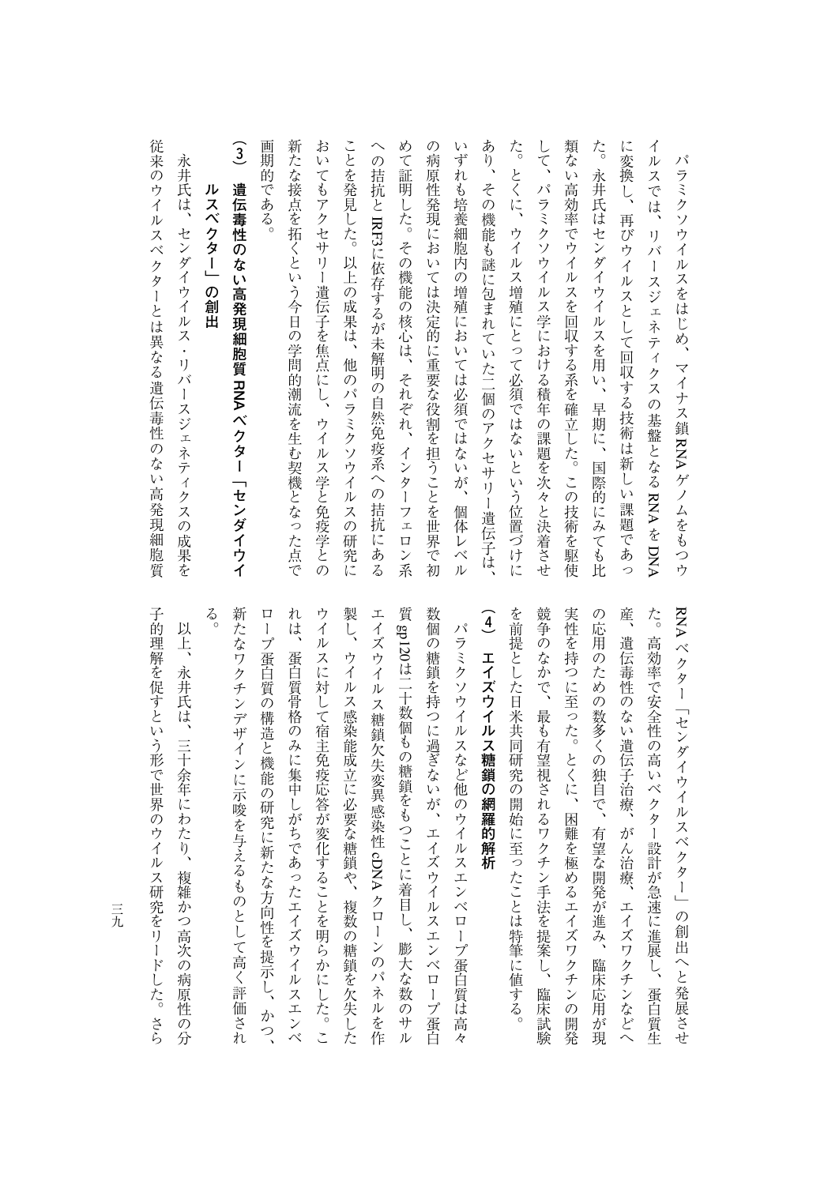パラミクソウイルスをはじめ、マイナス鎖RNAゲノムをもつウイルスでは、リバースジェネティクスの基盤となるRNAをDNAに変換し、再びウイルスとして回収する技術は新しい課題であった。永井氏はセンダイウイルスを用い、早期に、国際的にみても比類ない高効率でウイルスを回収する系を確立した。この技術を駆使して、パラミクソウイルス学における積年の課題を次々と決着させた。とくに、ウイルス増殖にとって必須ではないという位置づけにあり、その機能も謎に包まれていた二個のアクセサリー遺伝子は、いずれも培養細胞内の増殖においては必須ではないが、個体レベルの病原性発現においては決定的に重要な役割を担うことを世界で初めて証明した。その機能の核心は、それぞれ、インターフェロン系への拮抗とIRF3に依存するが未解明の自然免疫系への拮抗にあることを発見した。以上の成果は、他のパラミクソウイルスの研究においてもアクセサリー遺伝子を焦点にし、ウイルス学と免疫学との新たな接点を拓くという今日の学問的潮流を生む契機となった点で画期的である。

### （3） 遺伝毒性のない高発現細胞質RNAベクター「センダイウイルスベクター」の創出

永井氏は、センダイウイルス・リバースジェネティクスの成果を従来のウイルスベクターとは異なる遺伝毒性のない高発現細胞質RNAベクター「センダイウイルスベクター」の創出へと発展させた。高効率で安全性の高いベクター設計が急速に進展し、蛋白質生産、遺伝毒性のない遺伝子治療、がん治療、エイズワクチンなどへの応用のための数多くの独自で、有望な開発が進み、臨床応用が現実性を持つに至った。とくに、困難を極めるエイズワクチンの開発競争のなかで、最も有望視されるワクチン手法を提案し、臨床試験を前提とした日米共同研究の開始に至ったことは特筆に値する。

### （4） エイズウイルス糖鎖の網羅的解析

パラミクソウイルスなど他のウイルスエンベロープ蛋白質は高々数個の糖鎖を持つに過ぎないが、エイズウイルスエンベロープ蛋白質gp120は二十数個もの糖鎖をもつことに着目し、膨大な数のサルエイズウイルス糖鎖欠失変異感染性cDNAクローンのパネルを作製し、ウイルス感染能成立に必要な糖鎖や、複数の糖鎖を欠失したウイルスに対して宿主免疫応答が変化することを明らかにした。これは、蛋白質骨格のみに集中しがちであったエイズウイルスエンベロープ蛋白質の構造と機能の研究に新たな方向性を提示し、かつ、新たなワクチンデザインに示唆を与えるものとして高く評価される。

以上、永井氏は、三十余年にわたり、複雑かつ高次の病原性の分子的理解を促すという形で世界のウイルス研究をリードした。さら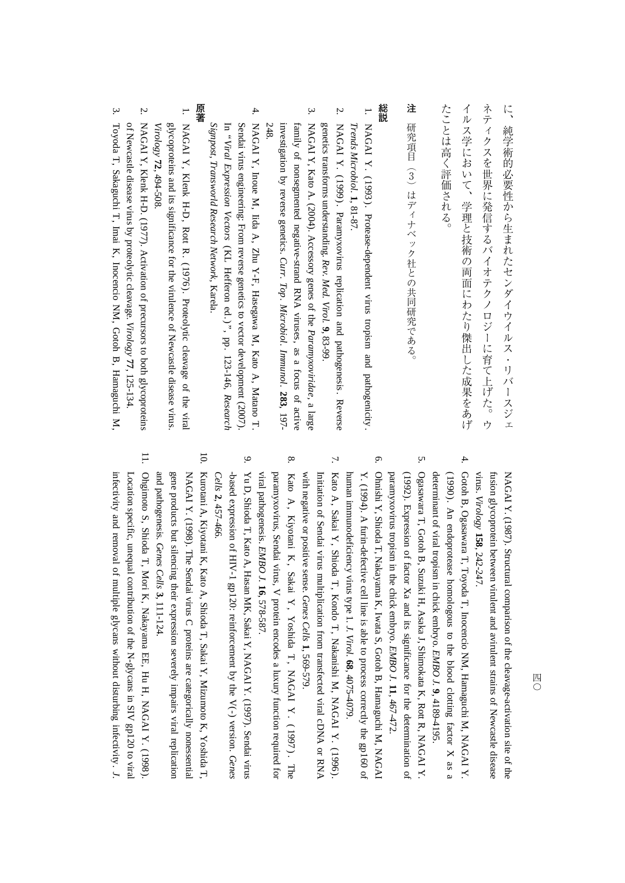に、純学術的必要性から生まれたセンダイウイルス・リバースジェネティクスを世界に発信するバイオテクノロジーに育て上げた。ウイルス学において、学理と技術の両面にわたり傑出した成果をあげたことは高く評価される。

**注** 研究項目（3）はディナベック社との共同研究である。

**総説**

1. NAGAI Y. (1993). Protease-dependent virus tropism and pathogenicity. *Trends Microbiol*. **1**, 81-87.
2. NAGAI Y. (1999). Paramyxovirus replication and pathogenesis. Reverse genetics transforms understanding. *Rev. Med Virol*. **9**, 83-99.
3. NAGAI Y, Kato A. (2004). Accessory genes of the *Paramyxoviridae*, a large family of nonsegmented negative-strand RNA viruses, as a focus of active investigation by reverse genetics. *Curr. Top. Microbiol. Immunol*. **283**, 197-248.
4. NAGAI Y, Inoue M, Iida A, Zhu Y-F, Hasegawa M, Kato A, Matano T. Sendai virus engineering: From reverse genetics to vector development (2007). In "*Viral Expression Vectors* (KL Hefferon ed.)", pp. 123-146, *Research Signpost, Transworld Research Network*, Karela.

**原著**

1. NAGAI Y, Klenk H-D, Rott R. (1976). Proteolytic cleavage of the viral glycoproteins and its significance for the virulence of Newcastle disease virus. *Virology* **72**, 494-508.
2. NAGAI Y, Klenk H-D. (1977). Activation of precursors to both glycoproteins of Newcastle disease virus by proteolytic cleavage. *Virology* **77**, 125-134.
3. Toyoda T, Sakaguchi T, Imai K, Inocencio NM, Gotoh B, Hamaguchi M, NAGAI Y. (1987). Structural comparison of the cleavage-activation site of the fusion glycoprotein between virulent and avirulent strains of Newcastle disease virus. *Virology* **158**, 242-247.
4. Gotoh B, Ogasawara T, Toyoda T, Inocencio NM, Hamaguchi M, NAGAI Y. (1990). An endoprotease homologous to the blood clotting factor X as a determinant of viral tropism in chick embryo. *EMBO J*. **9**, 4189-4195.
5. Ogasawara T, Gotoh B, Suzuki H, Asaka J, Shimokata K, Rott R, NAGAI Y. (1992). Expression of factor Xa and its significance for the determination of paramyxovirus tropism in the chick embryo. *EMBO J*. **11**, 467-472.
6. Ohnishi Y, Shioda T, Nakayama K, Iwata S, Gotoh B, Hamaguchi M, NAGAI Y. (1994). A furin-defective cell line is able to process correctly the gp160 of human immunodeficiency virus type 1. *J. Virol*. **68**, 4075-4079.
7. Kato A, Sakai Y, Shioda T, Kondo T, Nakanishi M, NAGAI Y. (1996). Initiation of Sendai virus multiplication from transfected viral cDNA or RNA with negative or positive sense. *Genes Cells* **1**, 569-579.
8. Kato A, Kiyotani K, Sakai Y, Yoshida T, NAGAI Y. (1997). The paramyxovirus, Sendai virus, V protein encodes a luxury function required for viral pathogenesis. *EMBO J*. **16**, 578-587.
9. Yu D, Shioda T, Kato A, Hasan MK, Sakai Y, NAGAI Y. (1997). Sendai virus-based expression of HIV-1 gp120: reinforcement by the V(-) version. *Genes Cells* **2**, 457-466.
10. Kurotani A, Kiyotani K, Kato A, Shioda T, Sakai Y, Mizumoto K, Yoshida T, NAGAI Y. (1998). The Sendai virus C proteins are categorically nonessential gene products but silencing their expression severely impairs viral replication and pathogenesis. *Genes Cells* **3**, 111-124.
11. Ohgimoto S, Shioda T, Mori K, Nakayama EE, Hu H, NAGAI Y. (1998). Location specific, unequal contribution of the N-glycans in SIV gp120 to viral infectivity and removal of multiple glycans without disturbing infectivity. *J.*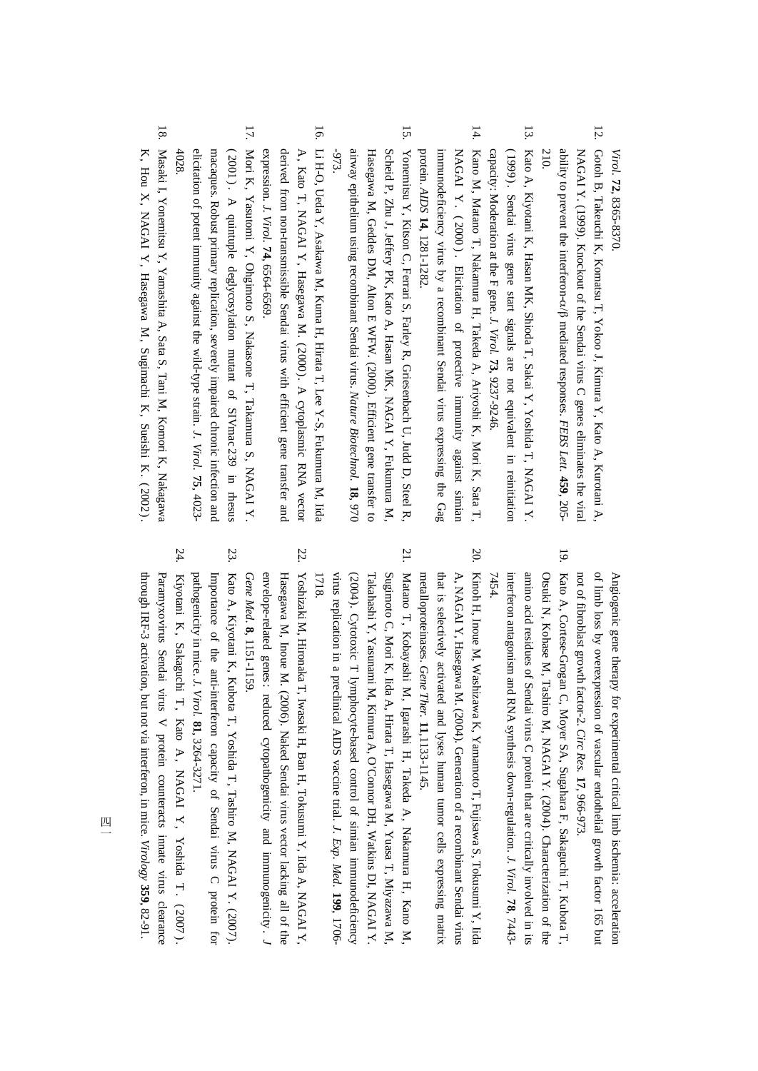*Virol.* **72**, 8365-8370.

12. Gotoh B, Takeuchi K, Komatsu T, Yokoo J, Kimura Y, Kato A, Kurotani A, NAGAI Y. (1999). Knockout of the Sendai virus C genes eliminates the viral ability to prevent the interferon-α/β mediated responses. *FEBS Lett.* **459**, 205-210.
13. Kato A, Kiyotani K, Hasan MK, Shioda T, Sakai Y, Yoshida T, NAGAI Y. (1999). Sendai virus gene start signals are not equivalent in reinitiation capacity: Moderation at the F gene. *J. Virol.* **73**, 9237-9246.
14. Kano M, Matano T, Nakamura H, Takeda A, Ariyoshi K, Mori K, Sata T, NAGAI Y. (2000). Elicitation of protective immunity against simian immunodeficiency virus by a recombinant Sendai virus expressing the Gag protein. *AIDS* **14**, 1281-1282.
15. Yonemitsu Y, Kitson C, Ferrari S, Farley R, Griesenbach U, Judd D, Steel R, Scheid P, Zhu J, Jeffery PK, Kato A, Hasan MK, NAGAI Y, Fukumura M, Hasegawa M, Geddes DM, Alton E WFW. (2000). Efficient gene transfer to airway epithelium using recombinant Sendai virus. *Nature Biotechnol.* **18**, 970-973.
16. Li H-O, Ueda Y, Asakawa M, Kuma H, Hirata T, Lee Y-S, Fukumura M, Iida A, Kato T, NAGAI Y, Hasegawa M. (2000). A cytoplasmic RNA vector derived from non-transmissible Sendai virus with efficient gene transfer and expression. *J. Virol.* **74**, 6564-6569.
17. Mori K, Yasutomi Y, Ohgimoto S, Nakasone T, Takamura S, NAGAI Y. (2001). A quintuple deglycosylation mutant of SIVmac239 in rhesus macaques. Robust primary replication, severely impaired chronic infection and elicitation of potent immunity against the wild-type strain. *J. Virol.* **75**, 4023-4028.
18. Masaki I, Yonemitsu Y, Yamashita A, Sata S, Tani M, Komori K, Nakagawa K, Hou X, NAGAI Y, Hasegawa M, Sugimachi K, Sueishi K. (2002). Angiogenic gene therapy for experimental critical limb ischemia: acceleration of limb loss by overexpression of vascular endothelial growth factor 165 but not of fibroblast growth factor-2. *Circ Res.* **17**, 966-973.
19. Kato A, Cortese-Grogan C, Moyer SA, Sugahara F, Sakaguchi T, Kubota T, Otsuki N, Kohase M, Tashiro M, NAGAI Y. (2004). Characterization of the amino acid residues of Sendai virus C protein that are critically involved in its interferon antagonism and RNA synthesis down-regulation. *J. Virol.* **78**, 7443-7454.
20. Kinoh H, Inoue M, Washizawa K, Yamamoto T, Fujisawa S, Tokusumi Y, Iida A, NAGAI Y, Hasegawa M. (2004). Generation of a recombinant Sendai virus that is selectively activated and lyses human tumor cells expressing matrix metalloproteinases. *Gene Ther.* **11**, 1133-1145.
21. Matano T, Kobayashi M, Igarashi H, Takeda A, Nakamura H, Kano M, Sugimoto C, Mori K, Iida A, Hirata T, Hasegawa M, Yuasa T, Miyazawa M, Takahashi Y, Yasunami M, Kimura A, O'Connor DH, Watkins DI, NAGAI Y. (2004). Cytotoxic T lymphocyte-based control of simian immunodeficiency virus replication in a preclinical AIDS vaccine trial. *J. Exp. Med.* **199**, 1706-1718.
22. Yoshizaki M, Hironaka T, Iwasaki H, Ban H, Tokusumi Y, Iida A, NAGAI Y, Hasegawa M, Inoue M. (2006). Naked Sendai virus vector lacking all of the envelope-related genes: reduced cytopathogenicity and immunogenicity. *J Gene Med.* **8**, 1151-1159.
23. Kato A, Kiyotani K, Kubota T, Yoshida T, Tashiro M, NAGAI Y. (2007). Importance of the anti-interferon capacity of Sendai virus C protein for pathogenicity in mice. *J. Virol.* **81**, 3264-3271.
24. Kiyotani K, Sakaguchi T, Kato A, NAGAI Y, Yoshida T. (2007). Paramyxovirus Sendai virus V protein counteracts innate virus clearance through IRF-3 activation, but not via interferon, in mice. *Virology* **359**, 82-91.